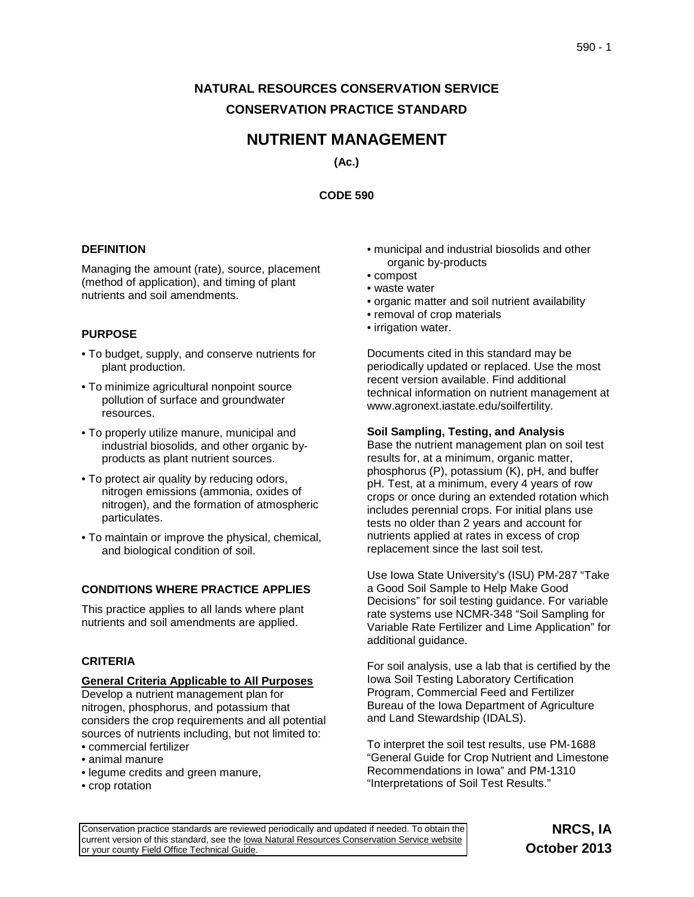# NATURAL RESOURCES CONSERVATION SERVICE

# CONSERVATION PRACTICE STANDARD

# NUTRIENT MANAGEMENT

**(Ac.)**

**CODE 590**

## DEFINITION

Managing the amount (rate), source, placement (method of application), and timing of plant nutrients and soil amendments.

## PURPOSE

- To budget, supply, and conserve nutrients for plant production.
- To minimize agricultural nonpoint source pollution of surface and groundwater resources.
- To properly utilize manure, municipal and industrial biosolids, and other organic by-products as plant nutrient sources.
- To protect air quality by reducing odors, nitrogen emissions (ammonia, oxides of nitrogen), and the formation of atmospheric particulates.
- To maintain or improve the physical, chemical, and biological condition of soil.

## CONDITIONS WHERE PRACTICE APPLIES

This practice applies to all lands where plant nutrients and soil amendments are applied.

## CRITERIA

### General Criteria Applicable to All Purposes

Develop a nutrient management plan for nitrogen, phosphorus, and potassium that considers the crop requirements and all potential sources of nutrients including, but not limited to:

- commercial fertilizer
- animal manure
- legume credits and green manure,
- crop rotation
- municipal and industrial biosolids and other organic by-products
- compost
- waste water
- organic matter and soil nutrient availability
- removal of crop materials
- irrigation water.

Documents cited in this standard may be periodically updated or replaced. Use the most recent version available. Find additional technical information on nutrient management at www.agronext.iastate.edu/soilfertility.

**Soil Sampling, Testing, and Analysis**

Base the nutrient management plan on soil test results for, at a minimum, organic matter, phosphorus (P), potassium (K), pH, and buffer pH. Test, at a minimum, every 4 years of row crops or once during an extended rotation which includes perennial crops. For initial plans use tests no older than 2 years and account for nutrients applied at rates in excess of crop replacement since the last soil test.

Use Iowa State University's (ISU) PM-287 "Take a Good Soil Sample to Help Make Good Decisions" for soil testing guidance. For variable rate systems use NCMR-348 "Soil Sampling for Variable Rate Fertilizer and Lime Application" for additional guidance.

For soil analysis, use a lab that is certified by the Iowa Soil Testing Laboratory Certification Program, Commercial Feed and Fertilizer Bureau of the Iowa Department of Agriculture and Land Stewardship (IDALS).

To interpret the soil test results, use PM-1688 "General Guide for Crop Nutrient and Limestone Recommendations in Iowa" and PM-1310 "Interpretations of Soil Test Results."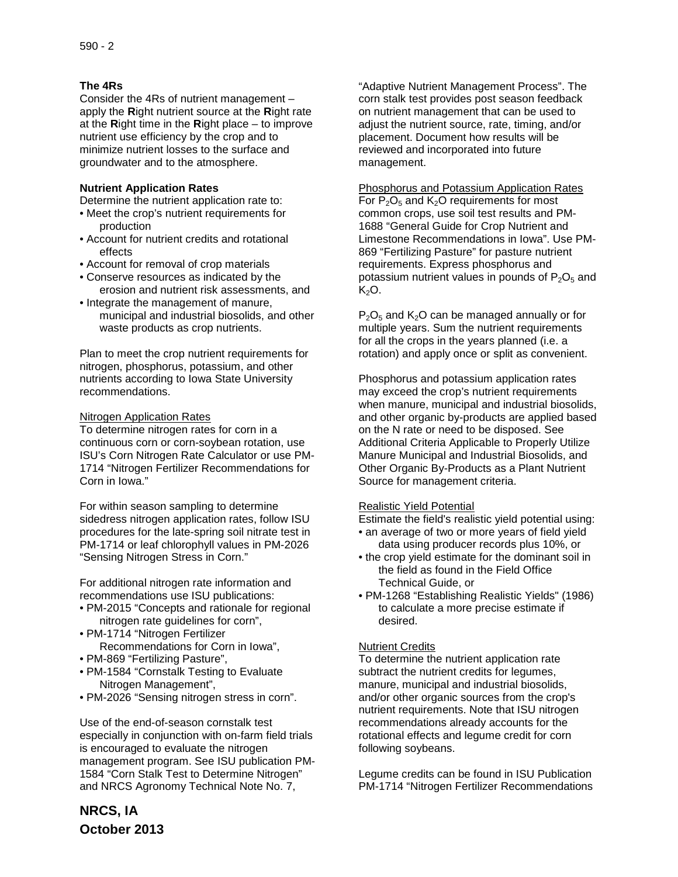### The 4Rs

Consider the 4Rs of nutrient management – apply the **R**ight nutrient source at the **R**ight rate at the **R**ight time in the **R**ight place – to improve nutrient use efficiency by the crop and to minimize nutrient losses to the surface and groundwater and to the atmosphere.

### Nutrient Application Rates

Determine the nutrient application rate to:

- Meet the crop's nutrient requirements for production
- Account for nutrient credits and rotational effects
- Account for removal of crop materials
- Conserve resources as indicated by the erosion and nutrient risk assessments, and
- Integrate the management of manure, municipal and industrial biosolids, and other waste products as crop nutrients.

Plan to meet the crop nutrient requirements for nitrogen, phosphorus, potassium, and other nutrients according to Iowa State University recommendations.

#### Nitrogen Application Rates

To determine nitrogen rates for corn in a continuous corn or corn-soybean rotation, use ISU's Corn Nitrogen Rate Calculator or use PM-1714 "Nitrogen Fertilizer Recommendations for Corn in Iowa."

For within season sampling to determine sidedress nitrogen application rates, follow ISU procedures for the late-spring soil nitrate test in PM-1714 or leaf chlorophyll values in PM-2026 "Sensing Nitrogen Stress in Corn."

For additional nitrogen rate information and recommendations use ISU publications:

- PM-2015 "Concepts and rationale for regional nitrogen rate guidelines for corn",
- PM-1714 "Nitrogen Fertilizer Recommendations for Corn in Iowa",
- PM-869 "Fertilizing Pasture",
- PM-1584 "Cornstalk Testing to Evaluate Nitrogen Management",
- PM-2026 "Sensing nitrogen stress in corn".

Use of the end-of-season cornstalk test especially in conjunction with on-farm field trials is encouraged to evaluate the nitrogen management program. See ISU publication PM-1584 "Corn Stalk Test to Determine Nitrogen" and NRCS Agronomy Technical Note No. 7, "Adaptive Nutrient Management Process". The corn stalk test provides post season feedback on nutrient management that can be used to adjust the nutrient source, rate, timing, and/or placement. Document how results will be reviewed and incorporated into future management.

#### Phosphorus and Potassium Application Rates

For $P_2O_5$ and $K_2O$ requirements for most common crops, use soil test results and PM-1688 "General Guide for Crop Nutrient and Limestone Recommendations in Iowa". Use PM-869 "Fertilizing Pasture" for pasture nutrient requirements. Express phosphorus and potassium nutrient values in pounds of $P_2O_5$ and $K_2O$.

$P_2O_5$ and $K_2O$ can be managed annually or for multiple years. Sum the nutrient requirements for all the crops in the years planned (i.e. a rotation) and apply once or split as convenient.

Phosphorus and potassium application rates may exceed the crop's nutrient requirements when manure, municipal and industrial biosolids, and other organic by-products are applied based on the N rate or need to be disposed. See Additional Criteria Applicable to Properly Utilize Manure Municipal and Industrial Biosolids, and Other Organic By-Products as a Plant Nutrient Source for management criteria.

#### Realistic Yield Potential

Estimate the field's realistic yield potential using:

- an average of two or more years of field yield data using producer records plus 10%, or
- the crop yield estimate for the dominant soil in the field as found in the Field Office Technical Guide, or
- PM-1268 "Establishing Realistic Yields" (1986) to calculate a more precise estimate if desired.

#### Nutrient Credits

To determine the nutrient application rate subtract the nutrient credits for legumes, manure, municipal and industrial biosolids, and/or other organic sources from the crop's nutrient requirements. Note that ISU nitrogen recommendations already accounts for the rotational effects and legume credit for corn following soybeans.

Legume credits can be found in ISU Publication PM-1714 "Nitrogen Fertilizer Recommendations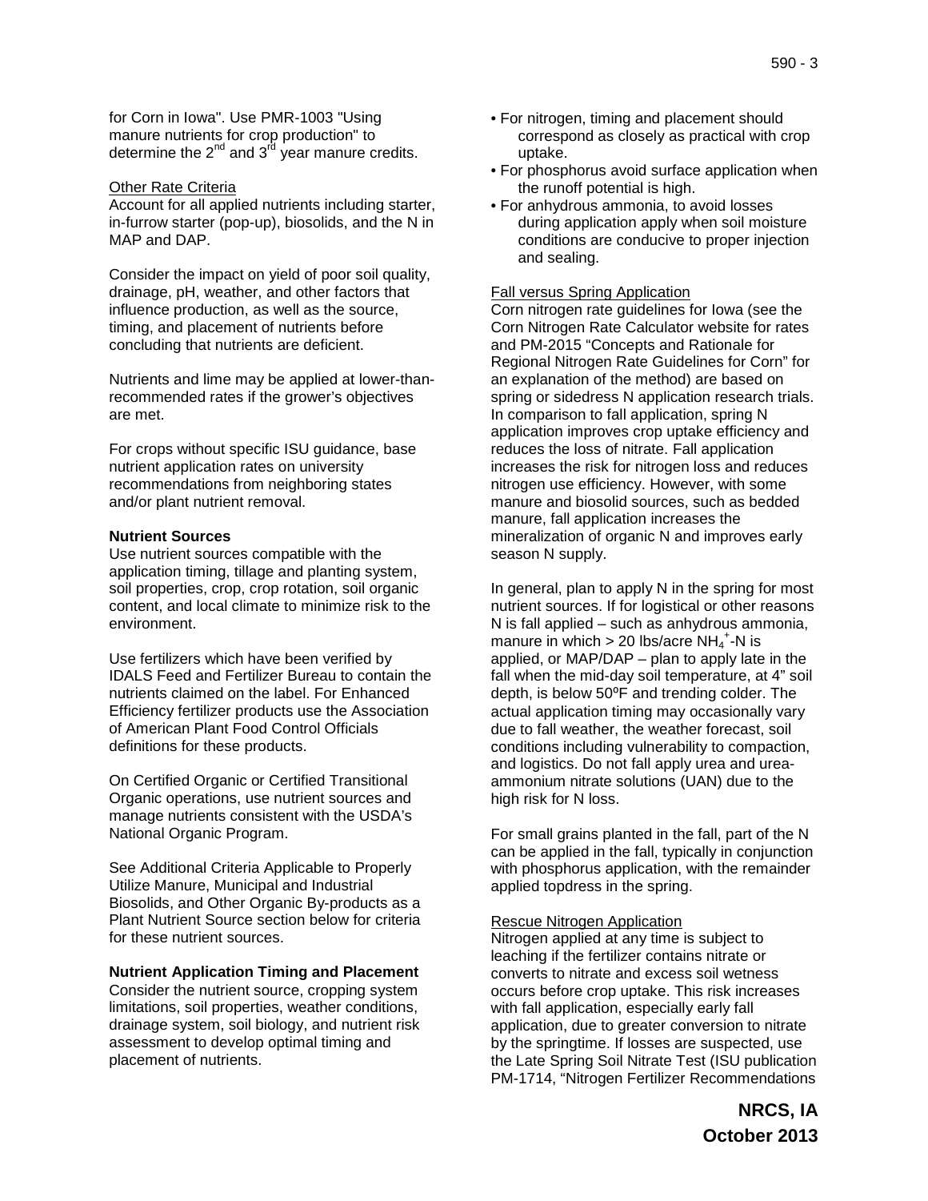for Corn in Iowa". Use PMR-1003 "Using manure nutrients for crop production" to determine the $2^{nd}$ and $3^{rd}$ year manure credits.

Other Rate Criteria

Account for all applied nutrients including starter, in-furrow starter (pop-up), biosolids, and the N in MAP and DAP.

Consider the impact on yield of poor soil quality, drainage, pH, weather, and other factors that influence production, as well as the source, timing, and placement of nutrients before concluding that nutrients are deficient.

Nutrients and lime may be applied at lower-than-recommended rates if the grower's objectives are met.

For crops without specific ISU guidance, base nutrient application rates on university recommendations from neighboring states and/or plant nutrient removal.

**Nutrient Sources**

Use nutrient sources compatible with the application timing, tillage and planting system, soil properties, crop, crop rotation, soil organic content, and local climate to minimize risk to the environment.

Use fertilizers which have been verified by IDALS Feed and Fertilizer Bureau to contain the nutrients claimed on the label. For Enhanced Efficiency fertilizer products use the Association of American Plant Food Control Officials definitions for these products.

On Certified Organic or Certified Transitional Organic operations, use nutrient sources and manage nutrients consistent with the USDA's National Organic Program.

See Additional Criteria Applicable to Properly Utilize Manure, Municipal and Industrial Biosolids, and Other Organic By-products as a Plant Nutrient Source section below for criteria for these nutrient sources.

**Nutrient Application Timing and Placement**

Consider the nutrient source, cropping system limitations, soil properties, weather conditions, drainage system, soil biology, and nutrient risk assessment to develop optimal timing and placement of nutrients.

- For nitrogen, timing and placement should correspond as closely as practical with crop uptake.
- For phosphorus avoid surface application when the runoff potential is high.
- For anhydrous ammonia, to avoid losses during application apply when soil moisture conditions are conducive to proper injection and sealing.

Fall versus Spring Application

Corn nitrogen rate guidelines for Iowa (see the Corn Nitrogen Rate Calculator website for rates and PM-2015 "Concepts and Rationale for Regional Nitrogen Rate Guidelines for Corn" for an explanation of the method) are based on spring or sidedress N application research trials. In comparison to fall application, spring N application improves crop uptake efficiency and reduces the loss of nitrate. Fall application increases the risk for nitrogen loss and reduces nitrogen use efficiency. However, with some manure and biosolid sources, such as bedded manure, fall application increases the mineralization of organic N and improves early season N supply.

In general, plan to apply N in the spring for most nutrient sources. If for logistical or other reasons N is fall applied – such as anhydrous ammonia, manure in which > 20 lbs/acre $NH_4^+$-N is applied, or MAP/DAP – plan to apply late in the fall when the mid-day soil temperature, at 4" soil depth, is below 50ºF and trending colder. The actual application timing may occasionally vary due to fall weather, the weather forecast, soil conditions including vulnerability to compaction, and logistics. Do not fall apply urea and urea-ammonium nitrate solutions (UAN) due to the high risk for N loss.

For small grains planted in the fall, part of the N can be applied in the fall, typically in conjunction with phosphorus application, with the remainder applied topdress in the spring.

Rescue Nitrogen Application

Nitrogen applied at any time is subject to leaching if the fertilizer contains nitrate or converts to nitrate and excess soil wetness occurs before crop uptake. This risk increases with fall application, especially early fall application, due to greater conversion to nitrate by the springtime. If losses are suspected, use the Late Spring Soil Nitrate Test (ISU publication PM-1714, "Nitrogen Fertilizer Recommendations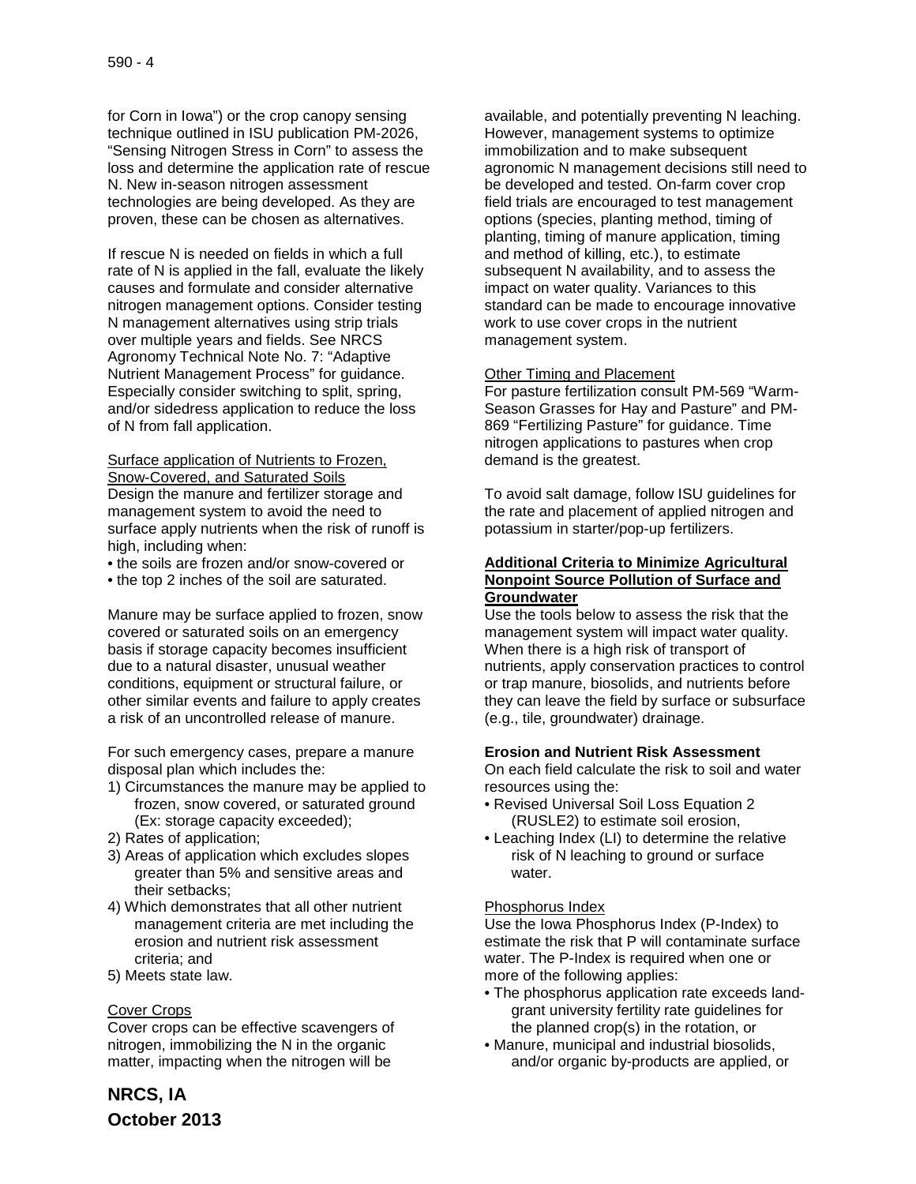for Corn in Iowa") or the crop canopy sensing technique outlined in ISU publication PM-2026, "Sensing Nitrogen Stress in Corn" to assess the loss and determine the application rate of rescue N. New in-season nitrogen assessment technologies are being developed. As they are proven, these can be chosen as alternatives.

If rescue N is needed on fields in which a full rate of N is applied in the fall, evaluate the likely causes and formulate and consider alternative nitrogen management options. Consider testing N management alternatives using strip trials over multiple years and fields. See NRCS Agronomy Technical Note No. 7: "Adaptive Nutrient Management Process" for guidance. Especially consider switching to split, spring, and/or sidedress application to reduce the loss of N from fall application.

Surface application of Nutrients to Frozen, Snow-Covered, and Saturated Soils

Design the manure and fertilizer storage and management system to avoid the need to surface apply nutrients when the risk of runoff is high, including when:

- the soils are frozen and/or snow-covered or
- the top 2 inches of the soil are saturated.

Manure may be surface applied to frozen, snow covered or saturated soils on an emergency basis if storage capacity becomes insufficient due to a natural disaster, unusual weather conditions, equipment or structural failure, or other similar events and failure to apply creates a risk of an uncontrolled release of manure.

For such emergency cases, prepare a manure disposal plan which includes the:

1) Circumstances the manure may be applied to frozen, snow covered, or saturated ground (Ex: storage capacity exceeded);
2) Rates of application;
3) Areas of application which excludes slopes greater than 5% and sensitive areas and their setbacks;
4) Which demonstrates that all other nutrient management criteria are met including the erosion and nutrient risk assessment criteria; and
5) Meets state law.

Cover Crops

Cover crops can be effective scavengers of nitrogen, immobilizing the N in the organic matter, impacting when the nitrogen will be available, and potentially preventing N leaching. However, management systems to optimize immobilization and to make subsequent agronomic N management decisions still need to be developed and tested. On-farm cover crop field trials are encouraged to test management options (species, planting method, timing of planting, timing of manure application, timing and method of killing, etc.), to estimate subsequent N availability, and to assess the impact on water quality. Variances to this standard can be made to encourage innovative work to use cover crops in the nutrient management system.

Other Timing and Placement

For pasture fertilization consult PM-569 "Warm-Season Grasses for Hay and Pasture" and PM-869 "Fertilizing Pasture" for guidance. Time nitrogen applications to pastures when crop demand is the greatest.

To avoid salt damage, follow ISU guidelines for the rate and placement of applied nitrogen and potassium in starter/pop-up fertilizers.

**Additional Criteria to Minimize Agricultural Nonpoint Source Pollution of Surface and Groundwater**

Use the tools below to assess the risk that the management system will impact water quality. When there is a high risk of transport of nutrients, apply conservation practices to control or trap manure, biosolids, and nutrients before they can leave the field by surface or subsurface (e.g., tile, groundwater) drainage.

**Erosion and Nutrient Risk Assessment**

On each field calculate the risk to soil and water resources using the:

- Revised Universal Soil Loss Equation 2 (RUSLE2) to estimate soil erosion,
- Leaching Index (LI) to determine the relative risk of N leaching to ground or surface water.

Phosphorus Index

Use the Iowa Phosphorus Index (P-Index) to estimate the risk that P will contaminate surface water. The P-Index is required when one or more of the following applies:

- The phosphorus application rate exceeds land-grant university fertility rate guidelines for the planned crop(s) in the rotation, or
- Manure, municipal and industrial biosolids, and/or organic by-products are applied, or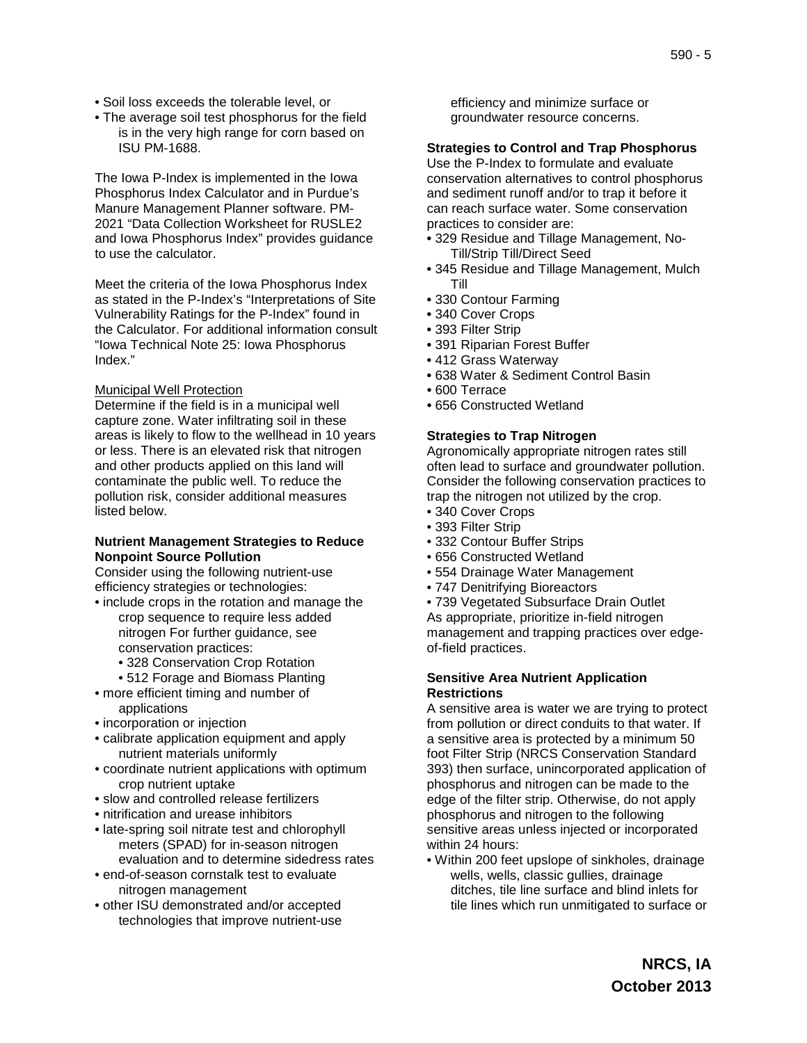- Soil loss exceeds the tolerable level, or
- The average soil test phosphorus for the field is in the very high range for corn based on ISU PM-1688.

The Iowa P-Index is implemented in the Iowa Phosphorus Index Calculator and in Purdue's Manure Management Planner software. PM-2021 "Data Collection Worksheet for RUSLE2 and Iowa Phosphorus Index" provides guidance to use the calculator.

Meet the criteria of the Iowa Phosphorus Index as stated in the P-Index's "Interpretations of Site Vulnerability Ratings for the P-Index" found in the Calculator. For additional information consult "Iowa Technical Note 25: Iowa Phosphorus Index."

Municipal Well Protection

Determine if the field is in a municipal well capture zone. Water infiltrating soil in these areas is likely to flow to the wellhead in 10 years or less. There is an elevated risk that nitrogen and other products applied on this land will contaminate the public well. To reduce the pollution risk, consider additional measures listed below.

**Nutrient Management Strategies to Reduce Nonpoint Source Pollution**

Consider using the following nutrient-use efficiency strategies or technologies:

- include crops in the rotation and manage the crop sequence to require less added nitrogen For further guidance, see conservation practices:
    - 328 Conservation Crop Rotation
    - 512 Forage and Biomass Planting
- more efficient timing and number of applications
- incorporation or injection
- calibrate application equipment and apply nutrient materials uniformly
- coordinate nutrient applications with optimum crop nutrient uptake
- slow and controlled release fertilizers
- nitrification and urease inhibitors
- late-spring soil nitrate test and chlorophyll meters (SPAD) for in-season nitrogen evaluation and to determine sidedress rates
- end-of-season cornstalk test to evaluate nitrogen management
- other ISU demonstrated and/or accepted technologies that improve nutrient-use efficiency and minimize surface or groundwater resource concerns.

**Strategies to Control and Trap Phosphorus**

Use the P-Index to formulate and evaluate conservation alternatives to control phosphorus and sediment runoff and/or to trap it before it can reach surface water. Some conservation practices to consider are:

- 329 Residue and Tillage Management, No-Till/Strip Till/Direct Seed
- 345 Residue and Tillage Management, Mulch Till
- 330 Contour Farming
- 340 Cover Crops
- 393 Filter Strip
- 391 Riparian Forest Buffer
- 412 Grass Waterway
- 638 Water & Sediment Control Basin
- 600 Terrace
- 656 Constructed Wetland

**Strategies to Trap Nitrogen**

Agronomically appropriate nitrogen rates still often lead to surface and groundwater pollution. Consider the following conservation practices to trap the nitrogen not utilized by the crop.

- 340 Cover Crops
- 393 Filter Strip
- 332 Contour Buffer Strips
- 656 Constructed Wetland
- 554 Drainage Water Management
- 747 Denitrifying Bioreactors
- 739 Vegetated Subsurface Drain Outlet

As appropriate, prioritize in-field nitrogen management and trapping practices over edge-of-field practices.

**Sensitive Area Nutrient Application Restrictions**

A sensitive area is water we are trying to protect from pollution or direct conduits to that water. If a sensitive area is protected by a minimum 50 foot Filter Strip (NRCS Conservation Standard 393) then surface, unincorporated application of phosphorus and nitrogen can be made to the edge of the filter strip. Otherwise, do not apply phosphorus and nitrogen to the following sensitive areas unless injected or incorporated within 24 hours:

- Within 200 feet upslope of sinkholes, drainage wells, wells, classic gullies, drainage ditches, tile line surface and blind inlets for tile lines which run unmitigated to surface or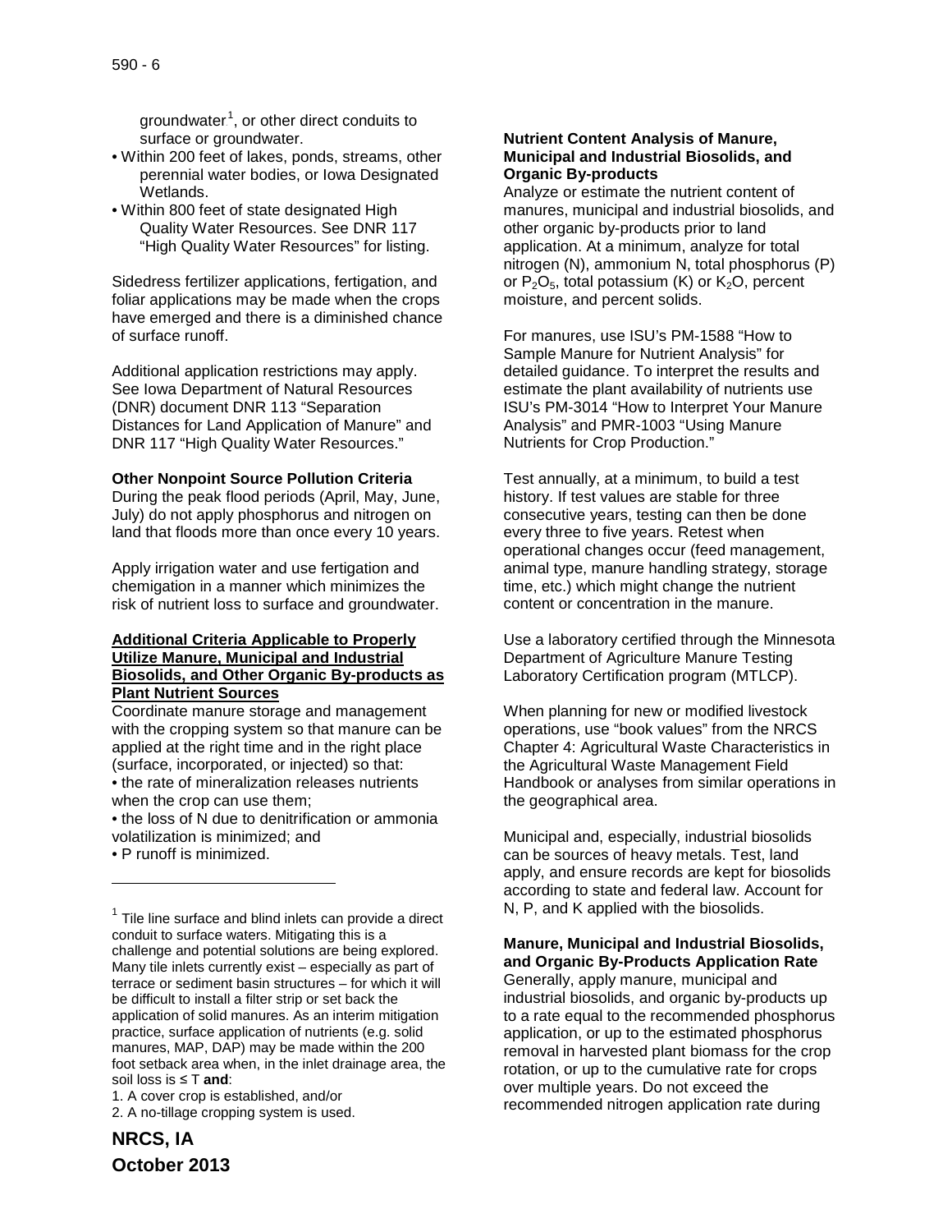groundwater[1], or other direct conduits to surface or groundwater.

- Within 200 feet of lakes, ponds, streams, other perennial water bodies, or Iowa Designated Wetlands.
- Within 800 feet of state designated High Quality Water Resources. See DNR 117 “High Quality Water Resources” for listing.

Sidedress fertilizer applications, fertigation, and foliar applications may be made when the crops have emerged and there is a diminished chance of surface runoff.

Additional application restrictions may apply. See Iowa Department of Natural Resources (DNR) document DNR 113 “Separation Distances for Land Application of Manure” and DNR 117 “High Quality Water Resources.”

**Other Nonpoint Source Pollution Criteria**

During the peak flood periods (April, May, June, July) do not apply phosphorus and nitrogen on land that floods more than once every 10 years.

Apply irrigation water and use fertigation and chemigation in a manner which minimizes the risk of nutrient loss to surface and groundwater.

**Additional Criteria Applicable to Properly Utilize Manure, Municipal and Industrial Biosolids, and Other Organic By-products as Plant Nutrient Sources**

Coordinate manure storage and management with the cropping system so that manure can be applied at the right time and in the right place (surface, incorporated, or injected) so that:

- the rate of mineralization releases nutrients when the crop can use them;
- the loss of N due to denitrification or ammonia volatilization is minimized; and
- P runoff is minimized.

[1] Tile line surface and blind inlets can provide a direct conduit to surface waters. Mitigating this is a challenge and potential solutions are being explored. Many tile inlets currently exist – especially as part of terrace or sediment basin structures – for which it will be difficult to install a filter strip or set back the application of solid manures. As an interim mitigation practice, surface application of nutrients (e.g. solid manures, MAP, DAP) may be made within the 200 foot setback area when, in the inlet drainage area, the soil loss is ≤ T **and**:

1. A cover crop is established, and/or
2. A no-tillage cropping system is used.

**Nutrient Content Analysis of Manure, Municipal and Industrial Biosolids, and Organic By-products**

Analyze or estimate the nutrient content of manures, municipal and industrial biosolids, and other organic by-products prior to land application. At a minimum, analyze for total nitrogen (N), ammonium N, total phosphorus (P) or $P_2O_5$, total potassium (K) or $K_2O$, percent moisture, and percent solids.

For manures, use ISU’s PM-1588 “How to Sample Manure for Nutrient Analysis” for detailed guidance. To interpret the results and estimate the plant availability of nutrients use ISU’s PM-3014 “How to Interpret Your Manure Analysis” and PMR-1003 “Using Manure Nutrients for Crop Production.”

Test annually, at a minimum, to build a test history. If test values are stable for three consecutive years, testing can then be done every three to five years. Retest when operational changes occur (feed management, animal type, manure handling strategy, storage time, etc.) which might change the nutrient content or concentration in the manure.

Use a laboratory certified through the Minnesota Department of Agriculture Manure Testing Laboratory Certification program (MTLCP).

When planning for new or modified livestock operations, use “book values” from the NRCS Chapter 4: Agricultural Waste Characteristics in the Agricultural Waste Management Field Handbook or analyses from similar operations in the geographical area.

Municipal and, especially, industrial biosolids can be sources of heavy metals. Test, land apply, and ensure records are kept for biosolids according to state and federal law. Account for N, P, and K applied with the biosolids.

**Manure, Municipal and Industrial Biosolids, and Organic By-Products Application Rate**

Generally, apply manure, municipal and industrial biosolids, and organic by-products up to a rate equal to the recommended phosphorus application, or up to the estimated phosphorus removal in harvested plant biomass for the crop rotation, or up to the cumulative rate for crops over multiple years. Do not exceed the recommended nitrogen application rate during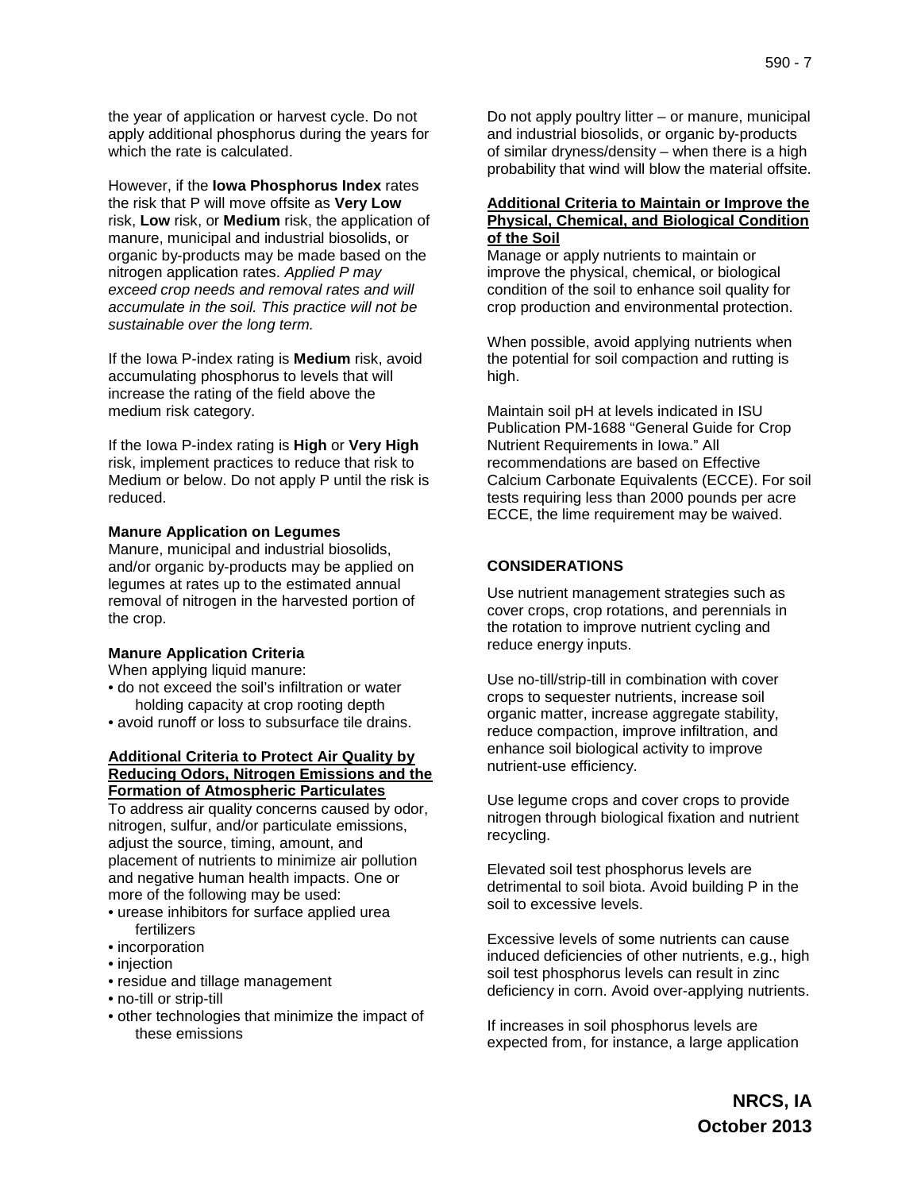the year of application or harvest cycle. Do not apply additional phosphorus during the years for which the rate is calculated.

However, if the **Iowa Phosphorus Index** rates the risk that P will move offsite as **Very Low** risk, **Low** risk, or **Medium** risk, the application of manure, municipal and industrial biosolids, or organic by-products may be made based on the nitrogen application rates. *Applied P may exceed crop needs and removal rates and will accumulate in the soil. This practice will not be sustainable over the long term.*

If the Iowa P-index rating is **Medium** risk, avoid accumulating phosphorus to levels that will increase the rating of the field above the medium risk category.

If the Iowa P-index rating is **High** or **Very High** risk, implement practices to reduce that risk to Medium or below. Do not apply P until the risk is reduced.

**Manure Application on Legumes**

Manure, municipal and industrial biosolids, and/or organic by-products may be applied on legumes at rates up to the estimated annual removal of nitrogen in the harvested portion of the crop.

**Manure Application Criteria**

When applying liquid manure:

- do not exceed the soil's infiltration or water holding capacity at crop rooting depth
- avoid runoff or loss to subsurface tile drains.

**Additional Criteria to Protect Air Quality by Reducing Odors, Nitrogen Emissions and the Formation of Atmospheric Particulates**

To address air quality concerns caused by odor, nitrogen, sulfur, and/or particulate emissions, adjust the source, timing, amount, and placement of nutrients to minimize air pollution and negative human health impacts. One or more of the following may be used:

- urease inhibitors for surface applied urea fertilizers
- incorporation
- injection
- residue and tillage management
- no-till or strip-till
- other technologies that minimize the impact of these emissions

Do not apply poultry litter – or manure, municipal and industrial biosolids, or organic by-products of similar dryness/density – when there is a high probability that wind will blow the material offsite.

**Additional Criteria to Maintain or Improve the Physical, Chemical, and Biological Condition of the Soil**

Manage or apply nutrients to maintain or improve the physical, chemical, or biological condition of the soil to enhance soil quality for crop production and environmental protection.

When possible, avoid applying nutrients when the potential for soil compaction and rutting is high.

Maintain soil pH at levels indicated in ISU Publication PM-1688 "General Guide for Crop Nutrient Requirements in Iowa." All recommendations are based on Effective Calcium Carbonate Equivalents (ECCE). For soil tests requiring less than 2000 pounds per acre ECCE, the lime requirement may be waived.

## CONSIDERATIONS

Use nutrient management strategies such as cover crops, crop rotations, and perennials in the rotation to improve nutrient cycling and reduce energy inputs.

Use no-till/strip-till in combination with cover crops to sequester nutrients, increase soil organic matter, increase aggregate stability, reduce compaction, improve infiltration, and enhance soil biological activity to improve nutrient-use efficiency.

Use legume crops and cover crops to provide nitrogen through biological fixation and nutrient recycling.

Elevated soil test phosphorus levels are detrimental to soil biota. Avoid building P in the soil to excessive levels.

Excessive levels of some nutrients can cause induced deficiencies of other nutrients, e.g., high soil test phosphorus levels can result in zinc deficiency in corn. Avoid over-applying nutrients.

If increases in soil phosphorus levels are expected from, for instance, a large application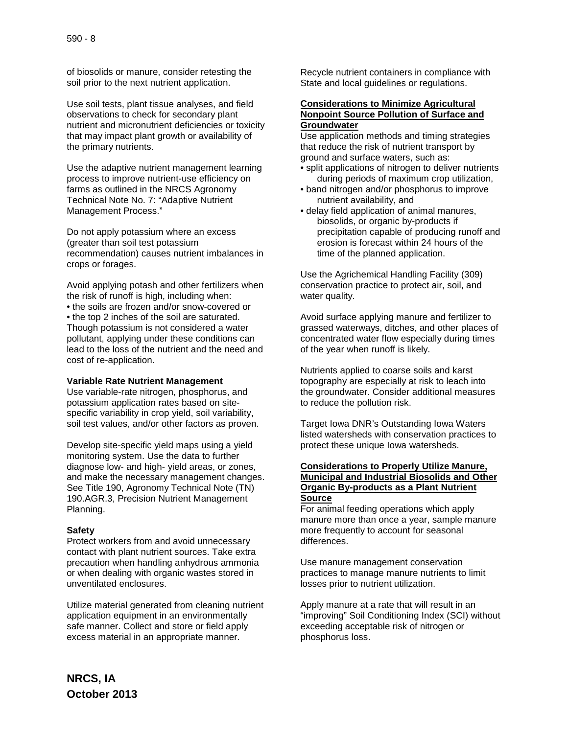of biosolids or manure, consider retesting the soil prior to the next nutrient application.

Use soil tests, plant tissue analyses, and field observations to check for secondary plant nutrient and micronutrient deficiencies or toxicity that may impact plant growth or availability of the primary nutrients.

Use the adaptive nutrient management learning process to improve nutrient-use efficiency on farms as outlined in the NRCS Agronomy Technical Note No. 7: "Adaptive Nutrient Management Process."

Do not apply potassium where an excess (greater than soil test potassium recommendation) causes nutrient imbalances in crops or forages.

Avoid applying potash and other fertilizers when the risk of runoff is high, including when:

- the soils are frozen and/or snow-covered or
- the top 2 inches of the soil are saturated.

Though potassium is not considered a water pollutant, applying under these conditions can lead to the loss of the nutrient and the need and cost of re-application.

**Variable Rate Nutrient Management**

Use variable-rate nitrogen, phosphorus, and potassium application rates based on site-specific variability in crop yield, soil variability, soil test values, and/or other factors as proven.

Develop site-specific yield maps using a yield monitoring system. Use the data to further diagnose low- and high- yield areas, or zones, and make the necessary management changes. See Title 190, Agronomy Technical Note (TN) 190.AGR.3, Precision Nutrient Management Planning.

**Safety**

Protect workers from and avoid unnecessary contact with plant nutrient sources. Take extra precaution when handling anhydrous ammonia or when dealing with organic wastes stored in unventilated enclosures.

Utilize material generated from cleaning nutrient application equipment in an environmentally safe manner. Collect and store or field apply excess material in an appropriate manner.

Recycle nutrient containers in compliance with State and local guidelines or regulations.

**Considerations to Minimize Agricultural Nonpoint Source Pollution of Surface and Groundwater**

Use application methods and timing strategies that reduce the risk of nutrient transport by ground and surface waters, such as:

- split applications of nitrogen to deliver nutrients during periods of maximum crop utilization,
- band nitrogen and/or phosphorus to improve nutrient availability, and
- delay field application of animal manures, biosolids, or organic by-products if precipitation capable of producing runoff and erosion is forecast within 24 hours of the time of the planned application.

Use the Agrichemical Handling Facility (309) conservation practice to protect air, soil, and water quality.

Avoid surface applying manure and fertilizer to grassed waterways, ditches, and other places of concentrated water flow especially during times of the year when runoff is likely.

Nutrients applied to coarse soils and karst topography are especially at risk to leach into the groundwater. Consider additional measures to reduce the pollution risk.

Target Iowa DNR's Outstanding Iowa Waters listed watersheds with conservation practices to protect these unique Iowa watersheds.

**Considerations to Properly Utilize Manure, Municipal and Industrial Biosolids and Other Organic By-products as a Plant Nutrient Source**

For animal feeding operations which apply manure more than once a year, sample manure more frequently to account for seasonal differences.

Use manure management conservation practices to manage manure nutrients to limit losses prior to nutrient utilization.

Apply manure at a rate that will result in an "improving" Soil Conditioning Index (SCI) without exceeding acceptable risk of nitrogen or phosphorus loss.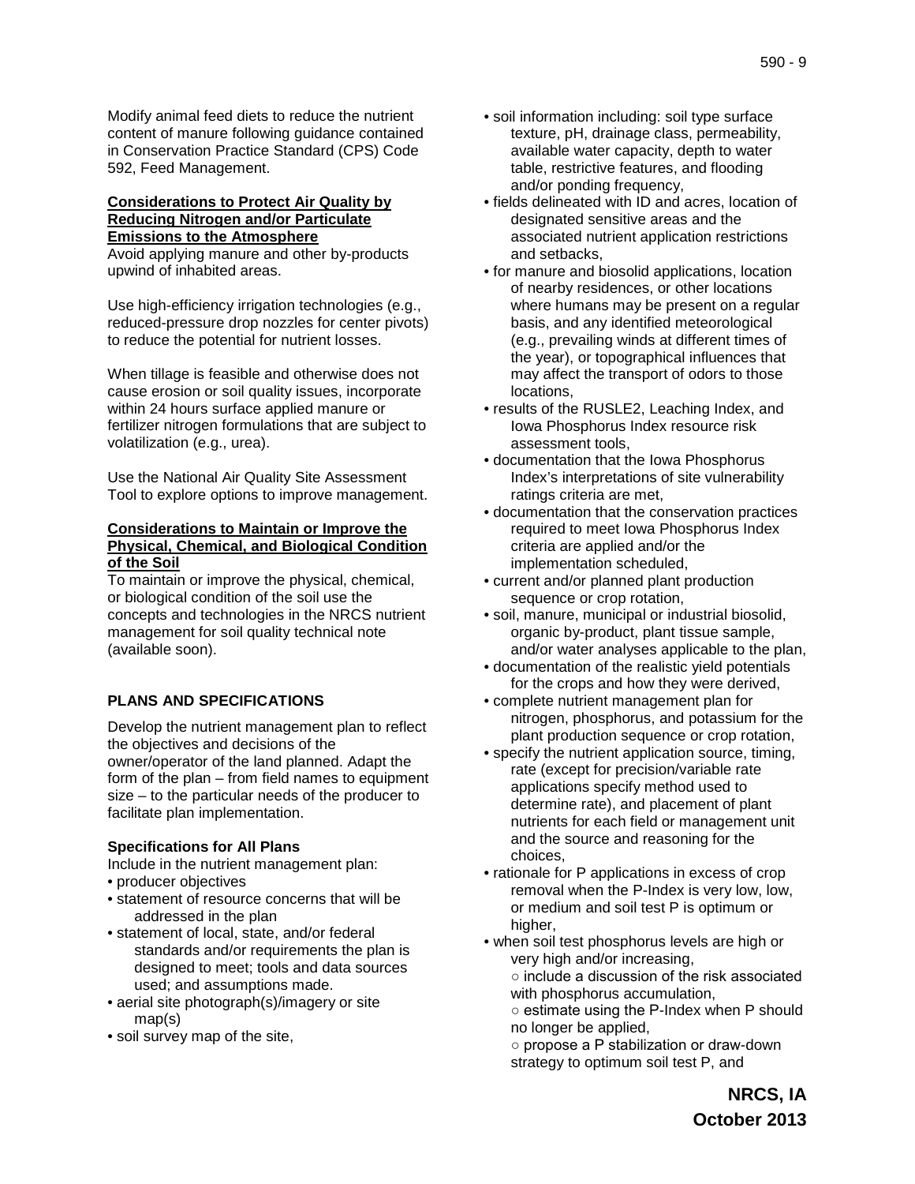Modify animal feed diets to reduce the nutrient content of manure following guidance contained in Conservation Practice Standard (CPS) Code 592, Feed Management.

**Considerations to Protect Air Quality by Reducing Nitrogen and/or Particulate Emissions to the Atmosphere**

Avoid applying manure and other by-products upwind of inhabited areas.

Use high-efficiency irrigation technologies (e.g., reduced-pressure drop nozzles for center pivots) to reduce the potential for nutrient losses.

When tillage is feasible and otherwise does not cause erosion or soil quality issues, incorporate within 24 hours surface applied manure or fertilizer nitrogen formulations that are subject to volatilization (e.g., urea).

Use the National Air Quality Site Assessment Tool to explore options to improve management.

**Considerations to Maintain or Improve the Physical, Chemical, and Biological Condition of the Soil**

To maintain or improve the physical, chemical, or biological condition of the soil use the concepts and technologies in the NRCS nutrient management for soil quality technical note (available soon).

## PLANS AND SPECIFICATIONS

Develop the nutrient management plan to reflect the objectives and decisions of the owner/operator of the land planned. Adapt the form of the plan – from field names to equipment size – to the particular needs of the producer to facilitate plan implementation.

**Specifications for All Plans**

Include in the nutrient management plan:

- producer objectives
- statement of resource concerns that will be addressed in the plan
- statement of local, state, and/or federal standards and/or requirements the plan is designed to meet; tools and data sources used; and assumptions made.
- aerial site photograph(s)/imagery or site map(s)
- soil survey map of the site,
- soil information including: soil type surface texture, pH, drainage class, permeability, available water capacity, depth to water table, restrictive features, and flooding and/or ponding frequency,
- fields delineated with ID and acres, location of designated sensitive areas and the associated nutrient application restrictions and setbacks,
- for manure and biosolid applications, location of nearby residences, or other locations where humans may be present on a regular basis, and any identified meteorological (e.g., prevailing winds at different times of the year), or topographical influences that may affect the transport of odors to those locations,
- results of the RUSLE2, Leaching Index, and Iowa Phosphorus Index resource risk assessment tools,
- documentation that the Iowa Phosphorus Index's interpretations of site vulnerability ratings criteria are met,
- documentation that the conservation practices required to meet Iowa Phosphorus Index criteria are applied and/or the implementation scheduled,
- current and/or planned plant production sequence or crop rotation,
- soil, manure, municipal or industrial biosolid, organic by-product, plant tissue sample, and/or water analyses applicable to the plan,
- documentation of the realistic yield potentials for the crops and how they were derived,
- complete nutrient management plan for nitrogen, phosphorus, and potassium for the plant production sequence or crop rotation,
- specify the nutrient application source, timing, rate (except for precision/variable rate applications specify method used to determine rate), and placement of plant nutrients for each field or management unit and the source and reasoning for the choices,
- rationale for P applications in excess of crop removal when the P-Index is very low, low, or medium and soil test P is optimum or higher,
- when soil test phosphorus levels are high or very high and/or increasing,
  - include a discussion of the risk associated with phosphorus accumulation,
  - estimate using the P-Index when P should no longer be applied,
  - propose a P stabilization or draw-down strategy to optimum soil test P, and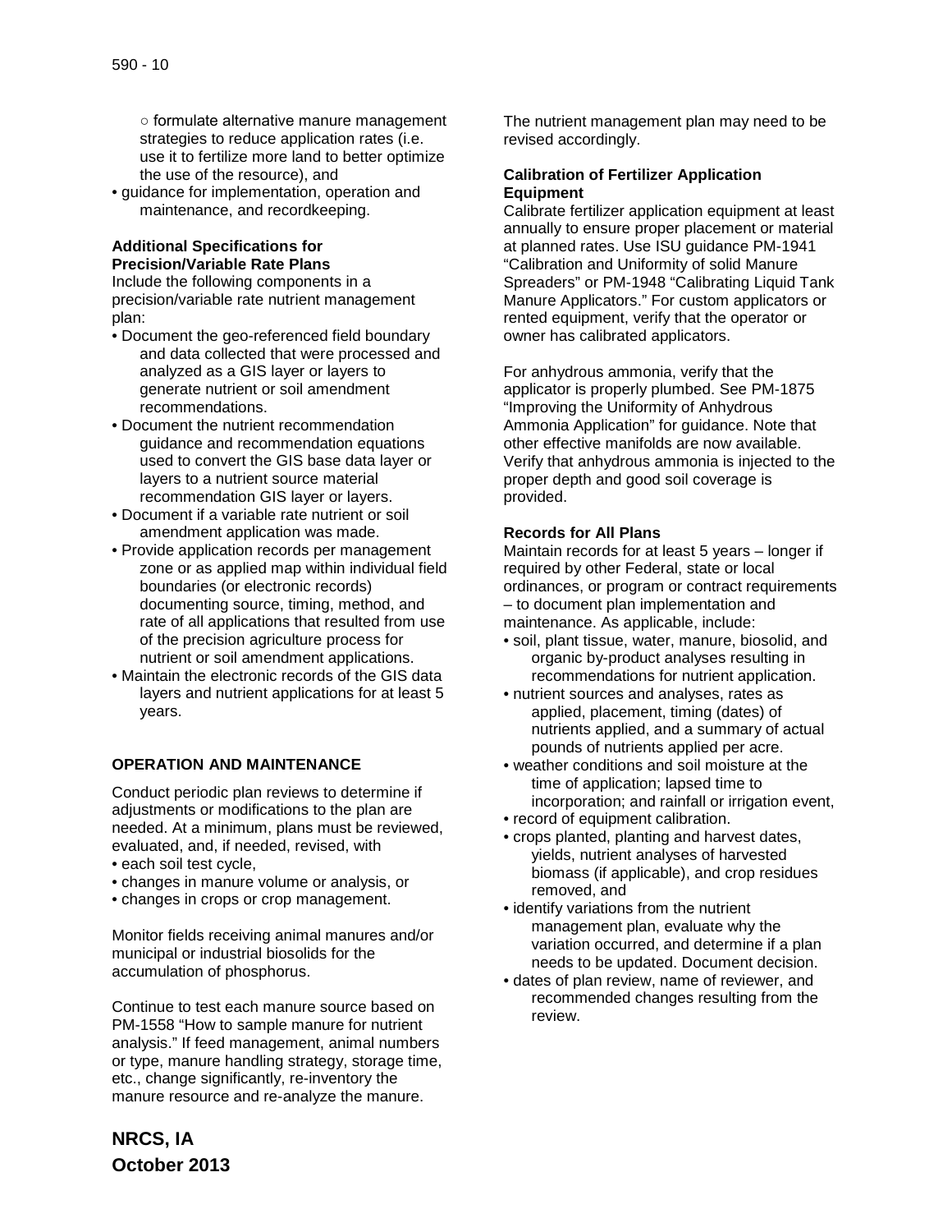○ formulate alternative manure management strategies to reduce application rates (i.e. use it to fertilize more land to better optimize the use of the resource), and

- guidance for implementation, operation and maintenance, and recordkeeping.

**Additional Specifications for Precision/Variable Rate Plans**

Include the following components in a precision/variable rate nutrient management plan:

- Document the geo-referenced field boundary and data collected that were processed and analyzed as a GIS layer or layers to generate nutrient or soil amendment recommendations.
- Document the nutrient recommendation guidance and recommendation equations used to convert the GIS base data layer or layers to a nutrient source material recommendation GIS layer or layers.
- Document if a variable rate nutrient or soil amendment application was made.
- Provide application records per management zone or as applied map within individual field boundaries (or electronic records) documenting source, timing, method, and rate of all applications that resulted from use of the precision agriculture process for nutrient or soil amendment applications.
- Maintain the electronic records of the GIS data layers and nutrient applications for at least 5 years.

## OPERATION AND MAINTENANCE

Conduct periodic plan reviews to determine if adjustments or modifications to the plan are needed. At a minimum, plans must be reviewed, evaluated, and, if needed, revised, with

- each soil test cycle,
- changes in manure volume or analysis, or
- changes in crops or crop management.

Monitor fields receiving animal manures and/or municipal or industrial biosolids for the accumulation of phosphorus.

Continue to test each manure source based on PM-1558 "How to sample manure for nutrient analysis." If feed management, animal numbers or type, manure handling strategy, storage time, etc., change significantly, re-inventory the manure resource and re-analyze the manure. The nutrient management plan may need to be revised accordingly.

**Calibration of Fertilizer Application Equipment**

Calibrate fertilizer application equipment at least annually to ensure proper placement or material at planned rates. Use ISU guidance PM-1941 "Calibration and Uniformity of solid Manure Spreaders" or PM-1948 "Calibrating Liquid Tank Manure Applicators." For custom applicators or rented equipment, verify that the operator or owner has calibrated applicators.

For anhydrous ammonia, verify that the applicator is properly plumbed. See PM-1875 "Improving the Uniformity of Anhydrous Ammonia Application" for guidance. Note that other effective manifolds are now available. Verify that anhydrous ammonia is injected to the proper depth and good soil coverage is provided.

**Records for All Plans**

Maintain records for at least 5 years – longer if required by other Federal, state or local ordinances, or program or contract requirements – to document plan implementation and maintenance. As applicable, include:

- soil, plant tissue, water, manure, biosolid, and organic by-product analyses resulting in recommendations for nutrient application.
- nutrient sources and analyses, rates as applied, placement, timing (dates) of nutrients applied, and a summary of actual pounds of nutrients applied per acre.
- weather conditions and soil moisture at the time of application; lapsed time to incorporation; and rainfall or irrigation event,
- record of equipment calibration.
- crops planted, planting and harvest dates, yields, nutrient analyses of harvested biomass (if applicable), and crop residues removed, and
- identify variations from the nutrient management plan, evaluate why the variation occurred, and determine if a plan needs to be updated. Document decision.
- dates of plan review, name of reviewer, and recommended changes resulting from the review.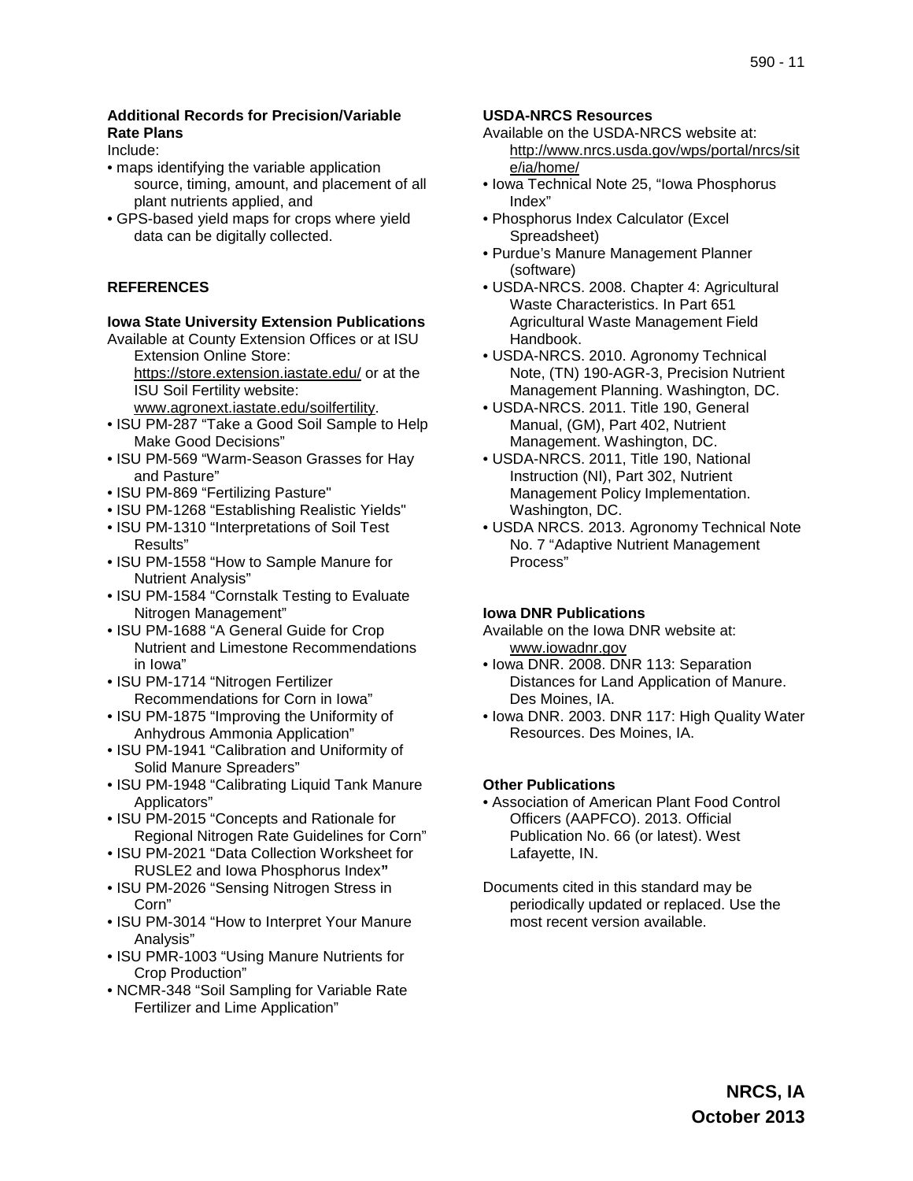**Additional Records for Precision/Variable Rate Plans**

Include:

- maps identifying the variable application source, timing, amount, and placement of all plant nutrients applied, and
- GPS-based yield maps for crops where yield data can be digitally collected.

## REFERENCES

**Iowa State University Extension Publications**

Available at County Extension Offices or at ISU Extension Online Store: https://store.extension.iastate.edu/ or at the ISU Soil Fertility website: www.agronext.iastate.edu/soilfertility.

- ISU PM-287 "Take a Good Soil Sample to Help Make Good Decisions"
- ISU PM-569 "Warm-Season Grasses for Hay and Pasture"
- ISU PM-869 "Fertilizing Pasture"
- ISU PM-1268 "Establishing Realistic Yields"
- ISU PM-1310 "Interpretations of Soil Test Results"
- ISU PM-1558 "How to Sample Manure for Nutrient Analysis"
- ISU PM-1584 "Cornstalk Testing to Evaluate Nitrogen Management"
- ISU PM-1688 "A General Guide for Crop Nutrient and Limestone Recommendations in Iowa"
- ISU PM-1714 "Nitrogen Fertilizer Recommendations for Corn in Iowa"
- ISU PM-1875 "Improving the Uniformity of Anhydrous Ammonia Application"
- ISU PM-1941 "Calibration and Uniformity of Solid Manure Spreaders"
- ISU PM-1948 "Calibrating Liquid Tank Manure Applicators"
- ISU PM-2015 "Concepts and Rationale for Regional Nitrogen Rate Guidelines for Corn"
- ISU PM-2021 "Data Collection Worksheet for RUSLE2 and Iowa Phosphorus Index"
- ISU PM-2026 "Sensing Nitrogen Stress in Corn"
- ISU PM-3014 "How to Interpret Your Manure Analysis"
- ISU PMR-1003 "Using Manure Nutrients for Crop Production"
- NCMR-348 "Soil Sampling for Variable Rate Fertilizer and Lime Application"

**USDA-NRCS Resources**

Available on the USDA-NRCS website at: http://www.nrcs.usda.gov/wps/portal/nrcs/site/ia/home/

- Iowa Technical Note 25, "Iowa Phosphorus Index"
- Phosphorus Index Calculator (Excel Spreadsheet)
- Purdue's Manure Management Planner (software)
- USDA-NRCS. 2008. Chapter 4: Agricultural Waste Characteristics. In Part 651 Agricultural Waste Management Field Handbook.
- USDA-NRCS. 2010. Agronomy Technical Note, (TN) 190-AGR-3, Precision Nutrient Management Planning. Washington, DC.
- USDA-NRCS. 2011. Title 190, General Manual, (GM), Part 402, Nutrient Management. Washington, DC.
- USDA-NRCS. 2011, Title 190, National Instruction (NI), Part 302, Nutrient Management Policy Implementation. Washington, DC.
- USDA NRCS. 2013. Agronomy Technical Note No. 7 "Adaptive Nutrient Management Process"

**Iowa DNR Publications**

Available on the Iowa DNR website at: www.iowadnr.gov

- Iowa DNR. 2008. DNR 113: Separation Distances for Land Application of Manure. Des Moines, IA.
- Iowa DNR. 2003. DNR 117: High Quality Water Resources. Des Moines, IA.

**Other Publications**

- Association of American Plant Food Control Officers (AAPFCO). 2013. Official Publication No. 66 (or latest). West Lafayette, IN.

Documents cited in this standard may be periodically updated or replaced. Use the most recent version available.